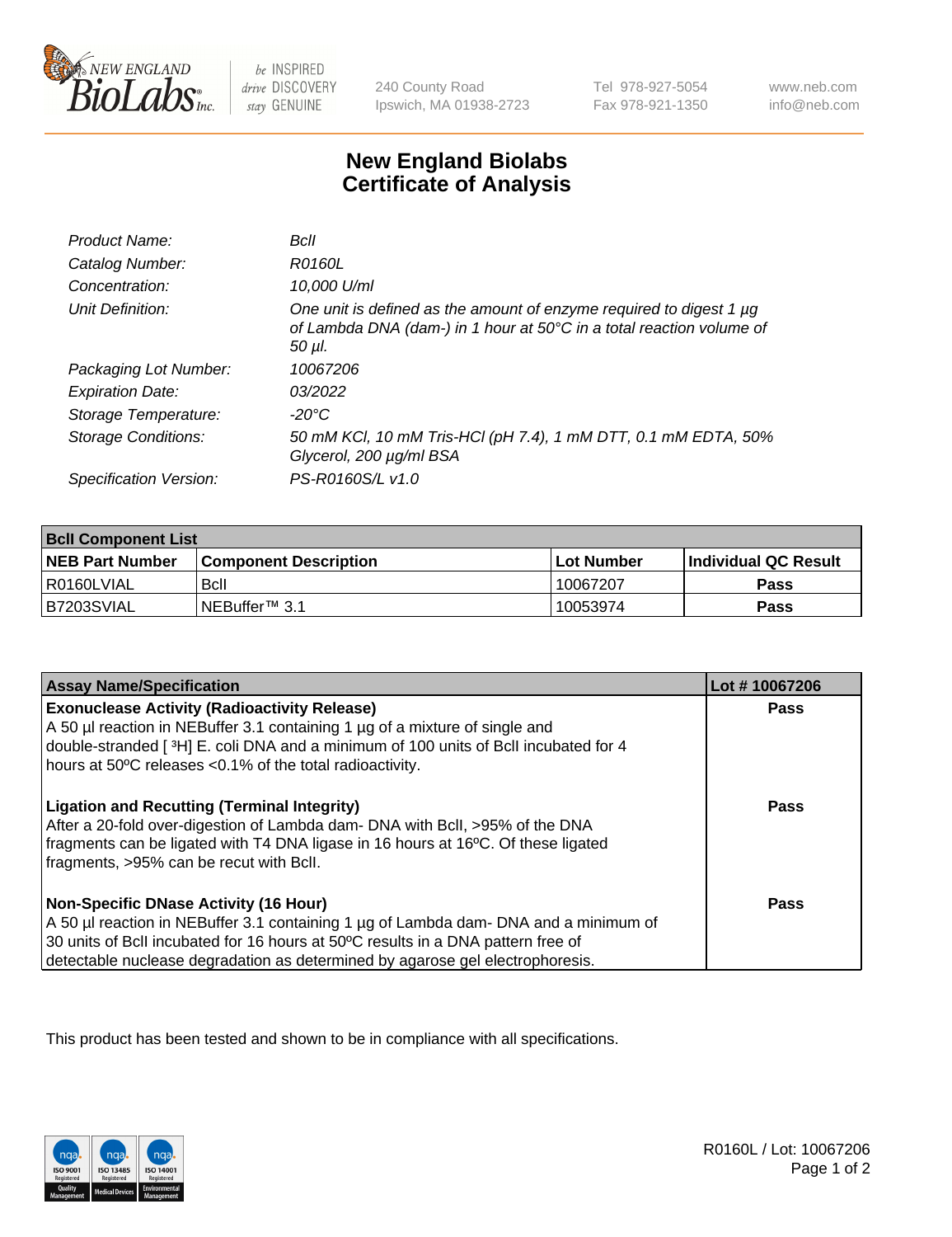# New England Biolabs Certificate of Analysis

| | |
|---|---|
| *Product Name:* | *BclI* |
| *Catalog Number:* | *R0160L* |
| *Concentration:* | *10,000 U/ml* |
| *Unit Definition:* | *One unit is defined as the amount of enzyme required to digest 1 µg of Lambda DNA (dam-) in 1 hour at 50°C in a total reaction volume of 50 µl.* |
| *Packaging Lot Number:* | *10067206* |
| *Expiration Date:* | *03/2022* |
| *Storage Temperature:* | *-20°C* |
| *Storage Conditions:* | *50 mM KCl, 10 mM Tris-HCl (pH 7.4), 1 mM DTT, 0.1 mM EDTA, 50% Glycerol, 200 µg/ml BSA* |
| *Specification Version:* | *PS-R0160S/L v1.0* |

**BclI Component List**

| NEB Part Number | Component Description | Lot Number | Individual QC Result |
|---|---|---|---|
| R0160LVIAL | BclI | 10067207 | **Pass** |
| B7203SVIAL | NEBuffer™ 3.1 | 10053974 | **Pass** |

| Assay Name/Specification | Lot # 10067206 |
|---|---|
| **Exonuclease Activity (Radioactivity Release)**<br>A 50 µl reaction in NEBuffer 3.1 containing 1 µg of a mixture of single and double-stranded [ $^3$H] E. coli DNA and a minimum of 100 units of BclI incubated for 4 hours at 50ºC releases <0.1% of the total radioactivity. | **Pass** |
| **Ligation and Recutting (Terminal Integrity)**<br>After a 20-fold over-digestion of Lambda dam- DNA with BclI, >95% of the DNA fragments can be ligated with T4 DNA ligase in 16 hours at 16ºC. Of these ligated fragments, >95% can be recut with BclI. | **Pass** |
| **Non-Specific DNase Activity (16 Hour)**<br>A 50 µl reaction in NEBuffer 3.1 containing 1 µg of Lambda dam- DNA and a minimum of 30 units of BclI incubated for 16 hours at 50ºC results in a DNA pattern free of detectable nuclease degradation as determined by agarose gel electrophoresis. | **Pass** |

This product has been tested and shown to be in compliance with all specifications.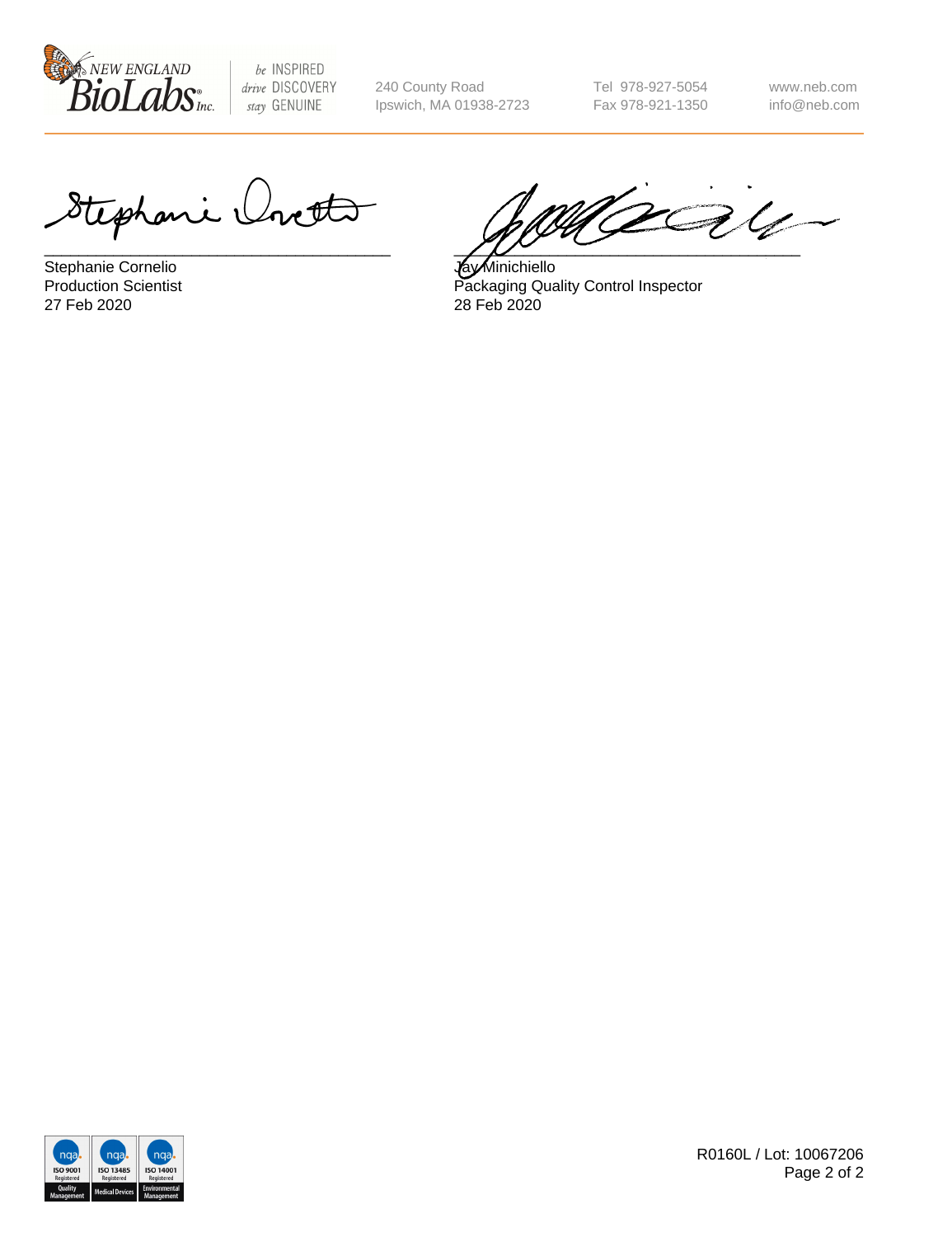Stephanie Cornelio
Production Scientist
27 Feb 2020

Jay Minichiello
Packaging Quality Control Inspector
28 Feb 2020

R0160L / Lot: 10067206